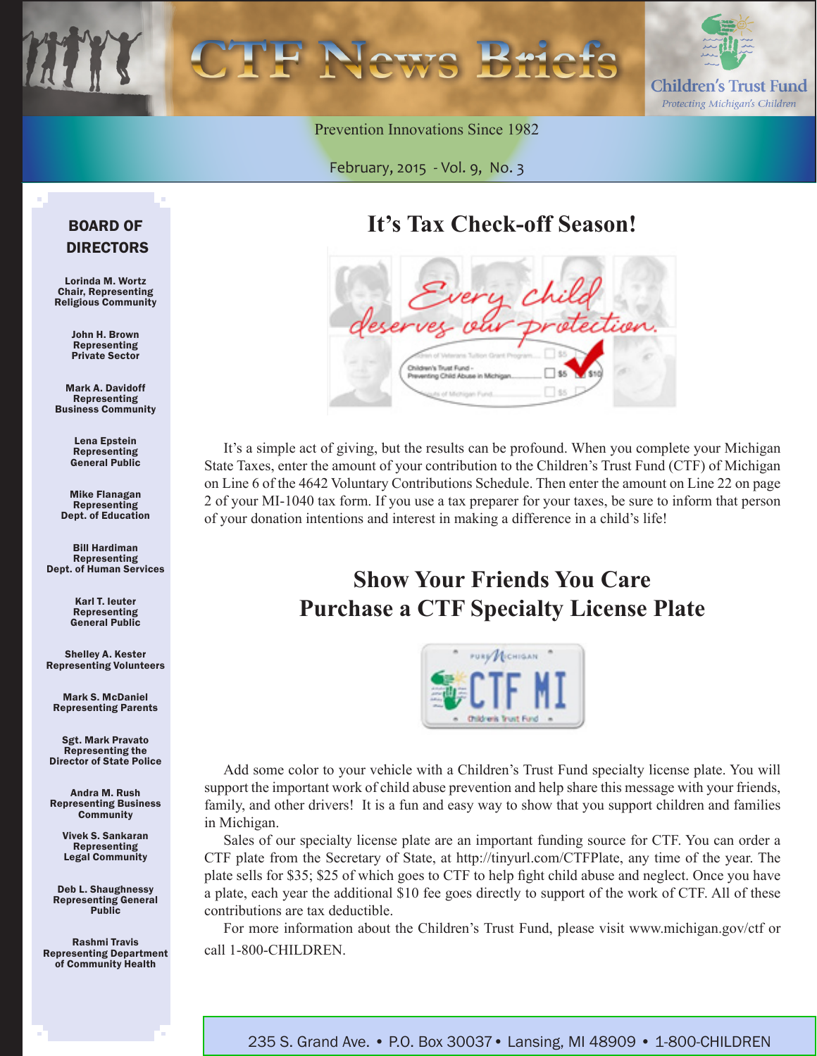# CTF News Briefs

Children's Trust Fund
*Protecting Michigan's Children*

Prevention Innovations Since 1982

February, 2015 - Vol. 9, No. 3

## It's Tax Check-off Season!

It's a simple act of giving, but the results can be profound. When you complete your Michigan State Taxes, enter the amount of your contribution to the Children's Trust Fund (CTF) of Michigan on Line 6 of the 4642 Voluntary Contributions Schedule. Then enter the amount on Line 22 on page 2 of your MI-1040 tax form. If you use a tax preparer for your taxes, be sure to inform that person of your donation intentions and interest in making a difference in a child's life!

## Show Your Friends You Care
## Purchase a CTF Specialty License Plate

Add some color to your vehicle with a Children's Trust Fund specialty license plate. You will support the important work of child abuse prevention and help share this message with your friends, family, and other drivers! It is a fun and easy way to show that you support children and families in Michigan.

Sales of our specialty license plate are an important funding source for CTF. You can order a CTF plate from the Secretary of State, at http://tinyurl.com/CTFPlate, any time of the year. The plate sells for $35; $25 of which goes to CTF to help fight child abuse and neglect. Once you have a plate, each year the additional $10 fee goes directly to support of the work of CTF. All of these contributions are tax deductible.

For more information about the Children's Trust Fund, please visit www.michigan.gov/ctf or call 1-800-CHILDREN.

## BOARD OF DIRECTORS

**Lorinda M. Wortz**
Chair, Representing Religious Community

**John H. Brown**
Representing Private Sector

**Mark A. Davidoff**
Representing Business Community

**Lena Epstein**
Representing General Public

**Mike Flanagan**
Representing Dept. of Education

**Bill Hardiman**
Representing Dept. of Human Services

**Karl T. Ieuter**
Representing General Public

**Shelley A. Kester**
Representing Volunteers

**Mark S. McDaniel**
Representing Parents

**Sgt. Mark Pravato**
Representing the Director of State Police

**Andra M. Rush**
Representing Business Community

**Vivek S. Sankaran**
Representing Legal Community

**Deb L. Shaughnessy**
Representing General Public

**Rashmi Travis**
Representing Department of Community Health

235 S. Grand Ave. • P.O. Box 30037 • Lansing, MI 48909 • 1-800-CHILDREN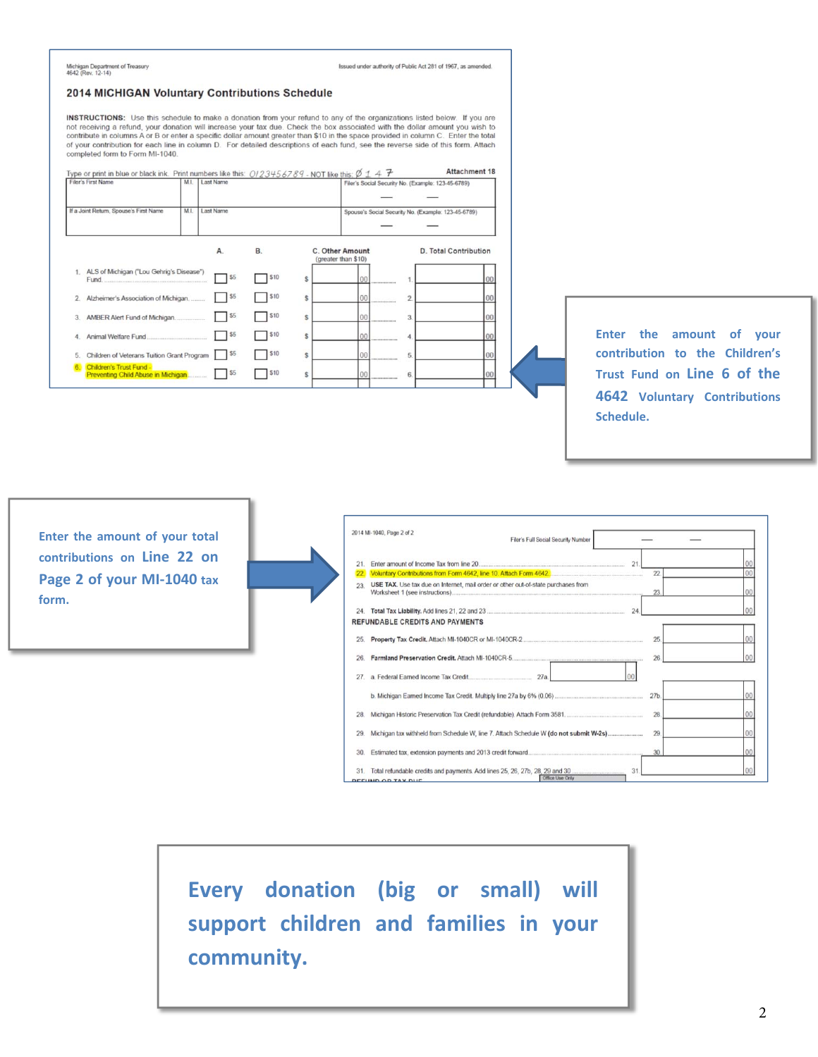Michigan Department of Treasury
4642 (Rev. 12-14)

Issued under authority of Public Act 281 of 1967, as amended.

## 2014 MICHIGAN Voluntary Contributions Schedule

**INSTRUCTIONS:** Use this schedule to make a donation from your refund to any of the organizations listed below. If you are not receiving a refund, your donation will increase your tax due. Check the box associated with the dollar amount you wish to contribute in columns A or B or enter a specific dollar amount greater than $10 in the space provided in column C. Enter the total of your contribution for each line in column D. For detailed descriptions of each fund, see the reverse side of this form. Attach completed form to Form MI-1040.

Type or print in blue or black ink. Print numbers like this: 0123456789 - NOT like this: Ø 1 4 7

**Attachment 18**

| Filer's First Name | M.I. | Last Name | Filer's Social Security No. (Example: 123-45-6789) |
|---|---|---|---|
| If a Joint Return, Spouse's First Name | M.I. | Last Name | Spouse's Social Security No. (Example: 123-45-6789) |

| | A. | B. | C. Other Amount (greater than $10) | D. Total Contribution |
|---|---|---|---|---|
| 1. ALS of Michigan ("Lou Gehrig's Disease") Fund | $5 | $10 | $ .00 | 1. .00 |
| 2. Alzheimer's Association of Michigan | $5 | $10 | $ .00 | 2. .00 |
| 3. AMBER Alert Fund of Michigan | $5 | $10 | $ .00 | 3. .00 |
| 4. Animal Welfare Fund | $5 | $10 | $ .00 | 4. .00 |
| 5. Children of Veterans Tuition Grant Program | $5 | $10 | $ .00 | 5. .00 |
| 6. Children's Trust Fund - Preventing Child Abuse in Michigan | $5 | $10 | $ .00 | 6. .00 |

Enter the amount of your contribution to the Children's Trust Fund on **Line 6 of the 4642** Voluntary Contributions Schedule.

Enter the amount of your total contributions on **Line 22 on Page 2 of your MI-1040** tax form.

2014 MI-1040, Page 2 of 2

Filer's Full Social Security Number

| | | | |
|---|---|---|---|
| 21. Enter amount of Income Tax from line 20 | 21. | | .00 |
| 22. Voluntary Contributions from Form 4642, line 10. Attach Form 4642 | | 22. | .00 |
| 23. USE TAX. Use tax due on Internet, mail order or other out-of-state purchases from Worksheet 1 (see instructions) | | 23. | .00 |
| 24. Total Tax Liability. Add lines 21, 22 and 23 | 24. | | .00 |

**REFUNDABLE CREDITS AND PAYMENTS**

| | | | |
|---|---|---|---|
| 25. **Property Tax Credit.** Attach MI-1040CR or MI-1040CR-2 | | 25. | .00 |
| 26. **Farmland Preservation Credit.** Attach MI-1040CR-5 | | 26. | .00 |
| 27. a. Federal Earned Income Tax Credit | 27a. | .00 | |
| b. Michigan Earned Income Tax Credit. Multiply line 27a by 6% (0.06) | | 27b. | .00 |
| 28. Michigan Historic Preservation Tax Credit (refundable). Attach Form 3581 | | 28. | .00 |
| 29. Michigan tax withheld from Schedule W, line 7. Attach Schedule W (do not submit W-2s) | | 29. | .00 |
| 30. Estimated tax, extension payments and 2013 credit forward | | 30. | .00 |
| 31. Total refundable credits and payments. Add lines 25, 26, 27b, 28, 29 and 30 | 31. | | .00 |

Every donation (big or small) will support children and families in your community.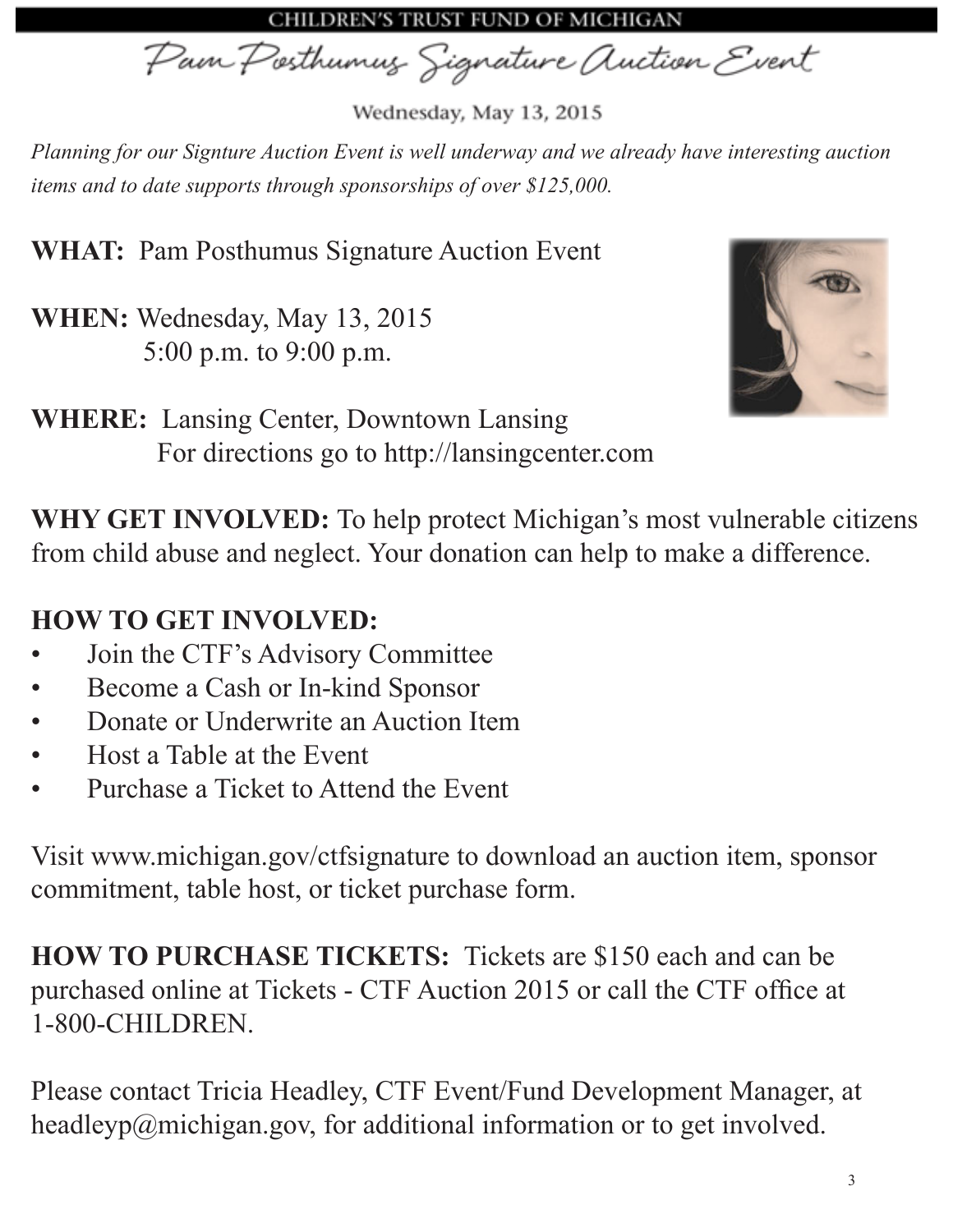CHILDREN'S TRUST FUND OF MICHIGAN

# Pam Posthumus Signature Auction Event

Wednesday, May 13, 2015

*Planning for our Signture Auction Event is well underway and we already have interesting auction items and to date supports through sponsorships of over $125,000.*

**WHAT:** Pam Posthumus Signature Auction Event

**WHEN:** Wednesday, May 13, 2015
5:00 p.m. to 9:00 p.m.

**WHERE:** Lansing Center, Downtown Lansing
For directions go to http://lansingcenter.com

**WHY GET INVOLVED:** To help protect Michigan's most vulnerable citizens from child abuse and neglect. Your donation can help to make a difference.

**HOW TO GET INVOLVED:**

- Join the CTF's Advisory Committee
- Become a Cash or In-kind Sponsor
- Donate or Underwrite an Auction Item
- Host a Table at the Event
- Purchase a Ticket to Attend the Event

Visit www.michigan.gov/ctfsignature to download an auction item, sponsor commitment, table host, or ticket purchase form.

**HOW TO PURCHASE TICKETS:** Tickets are $150 each and can be purchased online at Tickets - CTF Auction 2015 or call the CTF office at 1-800-CHILDREN.

Please contact Tricia Headley, CTF Event/Fund Development Manager, at headleyp@michigan.gov, for additional information or to get involved.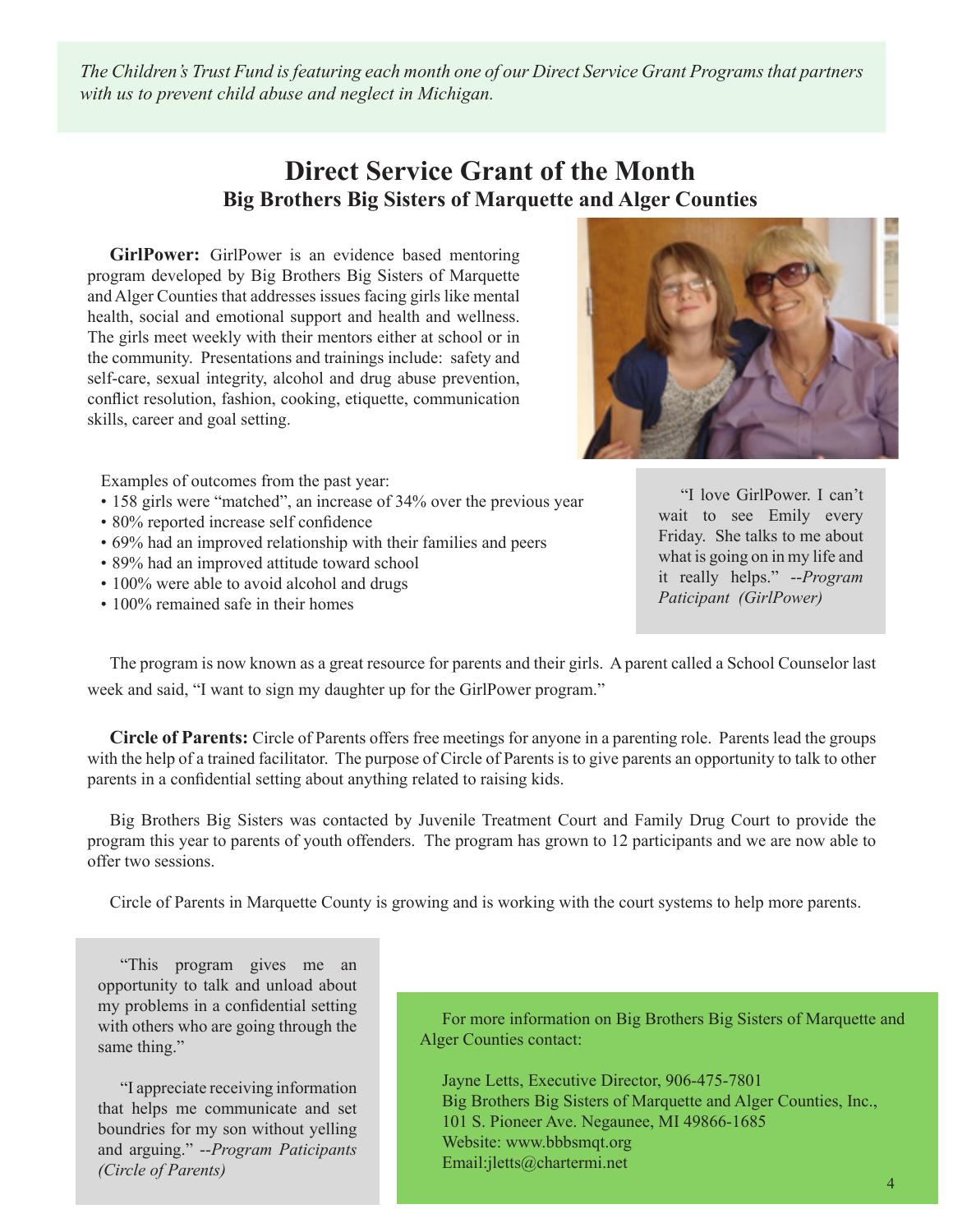*The Children's Trust Fund is featuring each month one of our Direct Service Grant Programs that partners with us to prevent child abuse and neglect in Michigan.*

# Direct Service Grant of the Month

## Big Brothers Big Sisters of Marquette and Alger Counties

**GirlPower:** GirlPower is an evidence based mentoring program developed by Big Brothers Big Sisters of Marquette and Alger Counties that addresses issues facing girls like mental health, social and emotional support and health and wellness. The girls meet weekly with their mentors either at school or in the community. Presentations and trainings include: safety and self-care, sexual integrity, alcohol and drug abuse prevention, conflict resolution, fashion, cooking, etiquette, communication skills, career and goal setting.

Examples of outcomes from the past year:

- 158 girls were "matched", an increase of 34% over the previous year
- 80% reported increase self confidence
- 69% had an improved relationship with their families and peers
- 89% had an improved attitude toward school
- 100% were able to avoid alcohol and drugs
- 100% remained safe in their homes

"I love GirlPower. I can't wait to see Emily every Friday. She talks to me about what is going on in my life and it really helps." --*Program Paticipant (GirlPower)*

The program is now known as a great resource for parents and their girls. A parent called a School Counselor last week and said, "I want to sign my daughter up for the GirlPower program."

**Circle of Parents:** Circle of Parents offers free meetings for anyone in a parenting role. Parents lead the groups with the help of a trained facilitator. The purpose of Circle of Parents is to give parents an opportunity to talk to other parents in a confidential setting about anything related to raising kids.

Big Brothers Big Sisters was contacted by Juvenile Treatment Court and Family Drug Court to provide the program this year to parents of youth offenders. The program has grown to 12 participants and we are now able to offer two sessions.

Circle of Parents in Marquette County is growing and is working with the court systems to help more parents.

"This program gives me an opportunity to talk and unload about my problems in a confidential setting with others who are going through the same thing."

"I appreciate receiving information that helps me communicate and set boundries for my son without yelling and arguing." --*Program Paticipants (Circle of Parents)*

For more information on Big Brothers Big Sisters of Marquette and Alger Counties contact:

Jayne Letts, Executive Director, 906-475-7801
Big Brothers Big Sisters of Marquette and Alger Counties, Inc.,
101 S. Pioneer Ave. Negaunee, MI 49866-1685
Website: www.bbbsmqt.org
Email:jletts@chartermi.net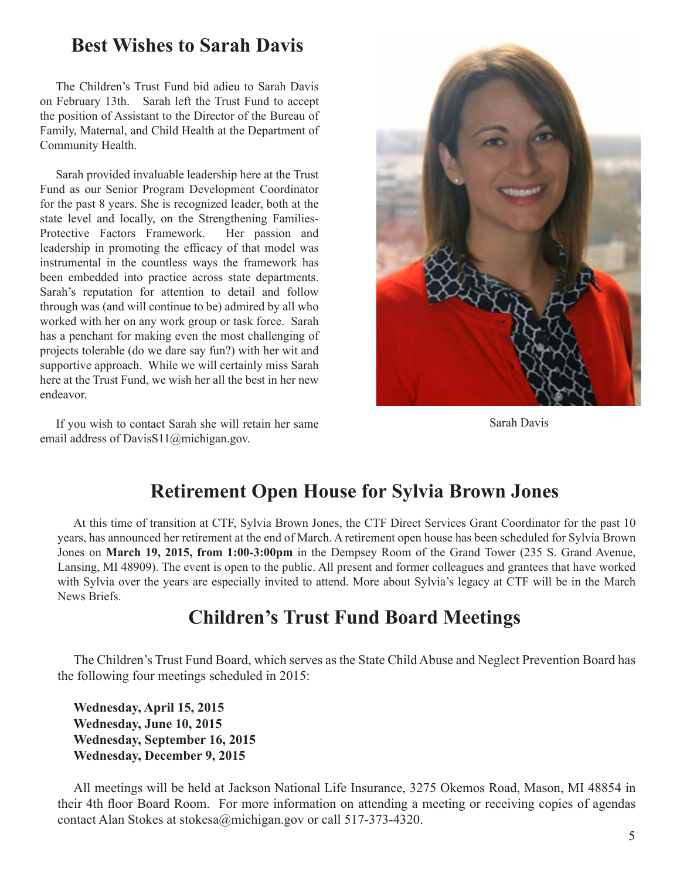## Best Wishes to Sarah Davis

The Children's Trust Fund bid adieu to Sarah Davis on February 13th. Sarah left the Trust Fund to accept the position of Assistant to the Director of the Bureau of Family, Maternal, and Child Health at the Department of Community Health.

Sarah provided invaluable leadership here at the Trust Fund as our Senior Program Development Coordinator for the past 8 years. She is recognized leader, both at the state level and locally, on the Strengthening Families-Protective Factors Framework. Her passion and leadership in promoting the efficacy of that model was instrumental in the countless ways the framework has been embedded into practice across state departments. Sarah's reputation for attention to detail and follow through was (and will continue to be) admired by all who worked with her on any work group or task force. Sarah has a penchant for making even the most challenging of projects tolerable (do we dare say fun?) with her wit and supportive approach. While we will certainly miss Sarah here at the Trust Fund, we wish her all the best in her new endeavor.

If you wish to contact Sarah she will retain her same email address of DavisS11@michigan.gov.

Sarah Davis

## Retirement Open House for Sylvia Brown Jones

At this time of transition at CTF, Sylvia Brown Jones, the CTF Direct Services Grant Coordinator for the past 10 years, has announced her retirement at the end of March. A retirement open house has been scheduled for Sylvia Brown Jones on **March 19, 2015, from 1:00-3:00pm** in the Dempsey Room of the Grand Tower (235 S. Grand Avenue, Lansing, MI 48909). The event is open to the public. All present and former colleagues and grantees that have worked with Sylvia over the years are especially invited to attend. More about Sylvia's legacy at CTF will be in the March News Briefs.

## Children's Trust Fund Board Meetings

The Children's Trust Fund Board, which serves as the State Child Abuse and Neglect Prevention Board has the following four meetings scheduled in 2015:

**Wednesday, April 15, 2015**
**Wednesday, June 10, 2015**
**Wednesday, September 16, 2015**
**Wednesday, December 9, 2015**

All meetings will be held at Jackson National Life Insurance, 3275 Okemos Road, Mason, MI 48854 in their 4th floor Board Room. For more information on attending a meeting or receiving copies of agendas contact Alan Stokes at stokesa@michigan.gov or call 517-373-4320.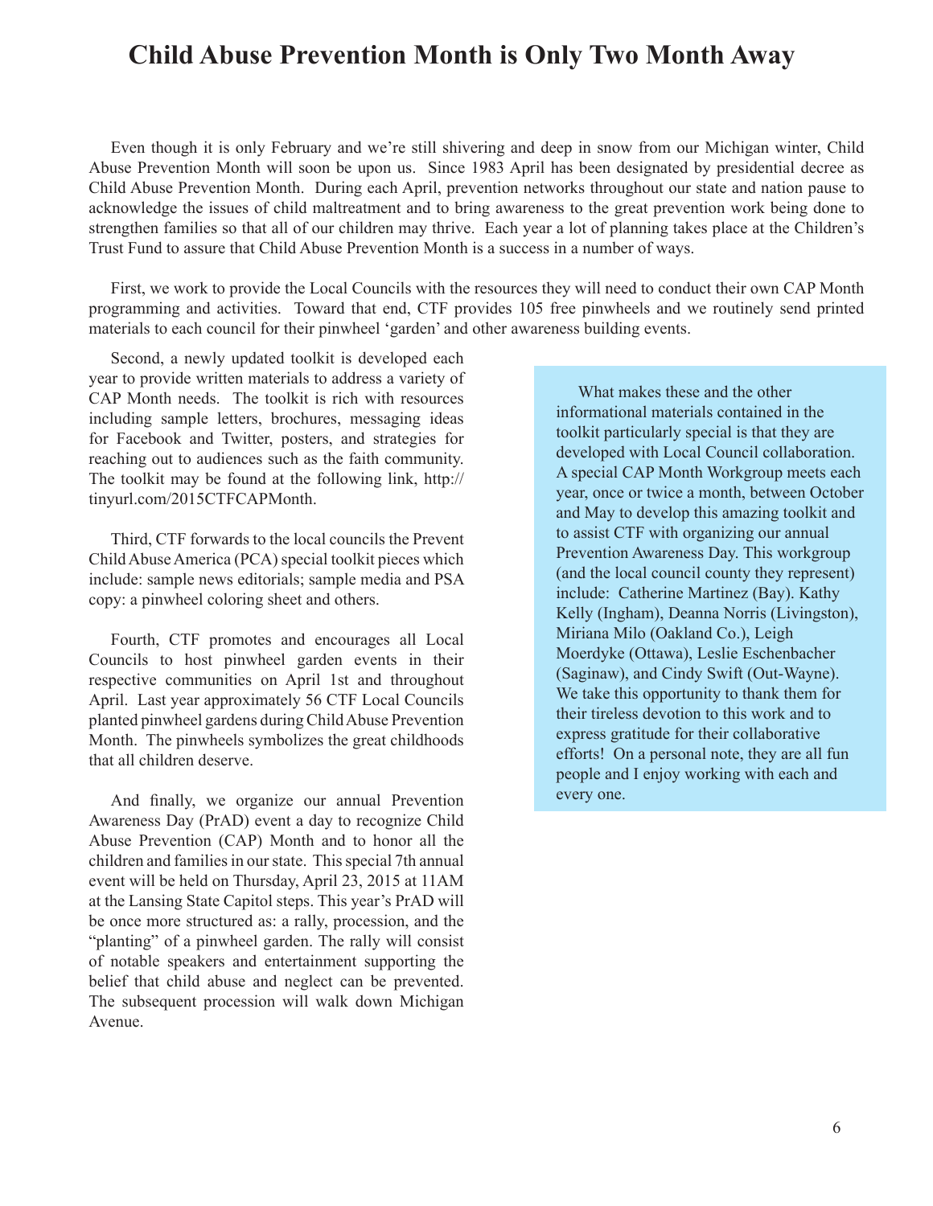# Child Abuse Prevention Month is Only Two Month Away

Even though it is only February and we're still shivering and deep in snow from our Michigan winter, Child Abuse Prevention Month will soon be upon us. Since 1983 April has been designated by presidential decree as Child Abuse Prevention Month. During each April, prevention networks throughout our state and nation pause to acknowledge the issues of child maltreatment and to bring awareness to the great prevention work being done to strengthen families so that all of our children may thrive. Each year a lot of planning takes place at the Children's Trust Fund to assure that Child Abuse Prevention Month is a success in a number of ways.

First, we work to provide the Local Councils with the resources they will need to conduct their own CAP Month programming and activities. Toward that end, CTF provides 105 free pinwheels and we routinely send printed materials to each council for their pinwheel 'garden' and other awareness building events.

Second, a newly updated toolkit is developed each year to provide written materials to address a variety of CAP Month needs. The toolkit is rich with resources including sample letters, brochures, messaging ideas for Facebook and Twitter, posters, and strategies for reaching out to audiences such as the faith community. The toolkit may be found at the following link, http://tinyurl.com/2015CTFCAPMonth.

Third, CTF forwards to the local councils the Prevent Child Abuse America (PCA) special toolkit pieces which include: sample news editorials; sample media and PSA copy: a pinwheel coloring sheet and others.

Fourth, CTF promotes and encourages all Local Councils to host pinwheel garden events in their respective communities on April 1st and throughout April. Last year approximately 56 CTF Local Councils planted pinwheel gardens during Child Abuse Prevention Month. The pinwheels symbolizes the great childhoods that all children deserve.

And finally, we organize our annual Prevention Awareness Day (PrAD) event a day to recognize Child Abuse Prevention (CAP) Month and to honor all the children and families in our state. This special 7th annual event will be held on Thursday, April 23, 2015 at 11AM at the Lansing State Capitol steps. This year's PrAD will be once more structured as: a rally, procession, and the "planting" of a pinwheel garden. The rally will consist of notable speakers and entertainment supporting the belief that child abuse and neglect can be prevented. The subsequent procession will walk down Michigan Avenue.

What makes these and the other informational materials contained in the toolkit particularly special is that they are developed with Local Council collaboration. A special CAP Month Workgroup meets each year, once or twice a month, between October and May to develop this amazing toolkit and to assist CTF with organizing our annual Prevention Awareness Day. This workgroup (and the local council county they represent) include: Catherine Martinez (Bay). Kathy Kelly (Ingham), Deanna Norris (Livingston), Miriana Milo (Oakland Co.), Leigh Moerdyke (Ottawa), Leslie Eschenbacher (Saginaw), and Cindy Swift (Out-Wayne). We take this opportunity to thank them for their tireless devotion to this work and to express gratitude for their collaborative efforts! On a personal note, they are all fun people and I enjoy working with each and every one.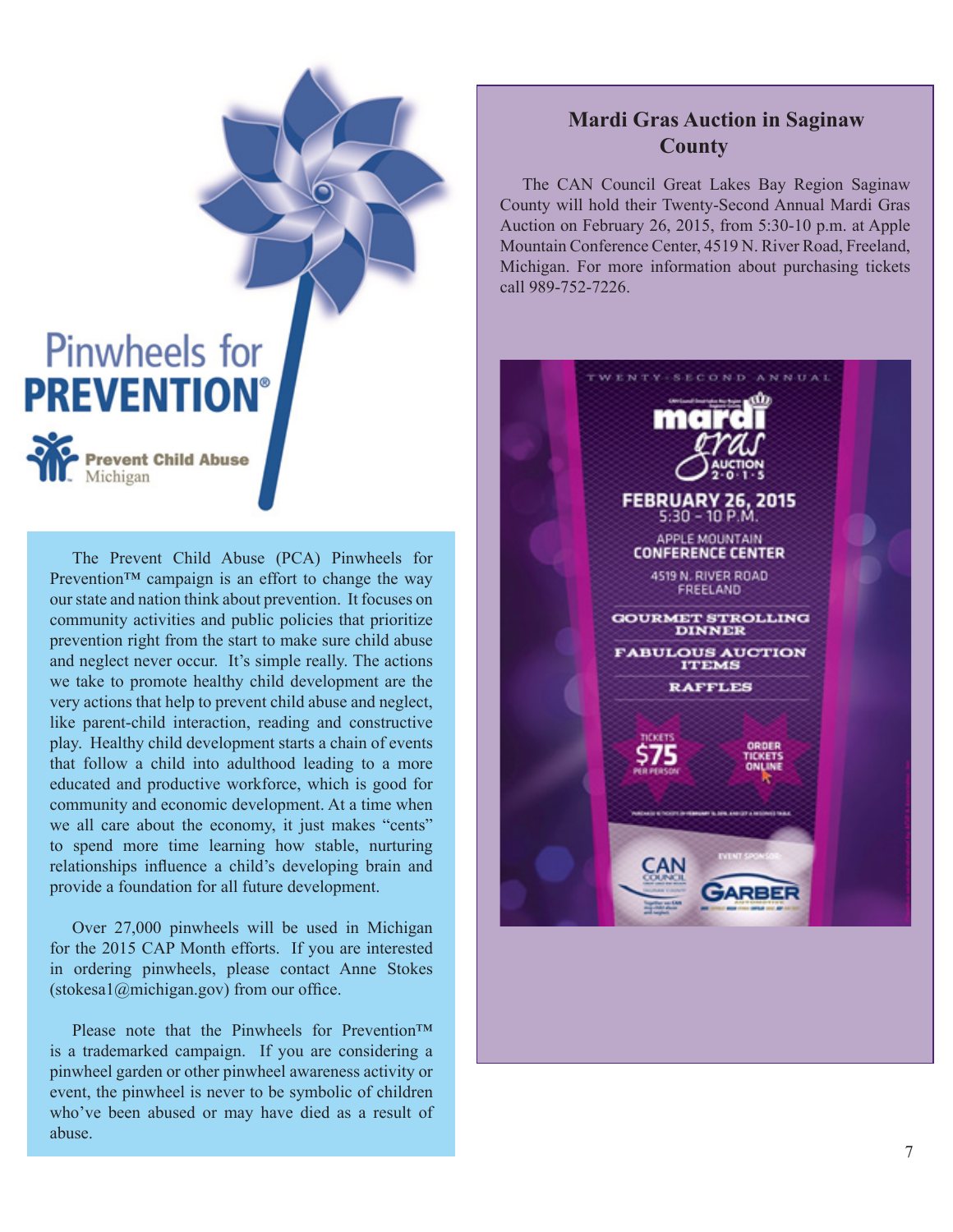Pinwheels for **PREVENTION**®

**Prevent Child Abuse** Michigan

The Prevent Child Abuse (PCA) Pinwheels for Prevention™ campaign is an effort to change the way our state and nation think about prevention. It focuses on community activities and public policies that prioritize prevention right from the start to make sure child abuse and neglect never occur. It's simple really. The actions we take to promote healthy child development are the very actions that help to prevent child abuse and neglect, like parent-child interaction, reading and constructive play. Healthy child development starts a chain of events that follow a child into adulthood leading to a more educated and productive workforce, which is good for community and economic development. At a time when we all care about the economy, it just makes "cents" to spend more time learning how stable, nurturing relationships influence a child's developing brain and provide a foundation for all future development.

Over 27,000 pinwheels will be used in Michigan for the 2015 CAP Month efforts. If you are interested in ordering pinwheels, please contact Anne Stokes (stokesa1@michigan.gov) from our office.

Please note that the Pinwheels for Prevention™ is a trademarked campaign. If you are considering a pinwheel garden or other pinwheel awareness activity or event, the pinwheel is never to be symbolic of children who've been abused or may have died as a result of abuse.

## Mardi Gras Auction in Saginaw County

The CAN Council Great Lakes Bay Region Saginaw County will hold their Twenty-Second Annual Mardi Gras Auction on February 26, 2015, from 5:30-10 p.m. at Apple Mountain Conference Center, 4519 N. River Road, Freeland, Michigan. For more information about purchasing tickets call 989-752-7226.

TWENTY-SECOND ANNUAL

mardi gras AUCTION 2·0·1·5

FEBRUARY 26, 2015
5:30 – 10 P.M.

APPLE MOUNTAIN CONFERENCE CENTER
4519 N. RIVER ROAD
FREELAND

GOURMET STROLLING DINNER

FABULOUS AUCTION ITEMS

RAFFLES

TICKETS $75 PER PERSON

ORDER TICKETS ONLINE

CAN COUNCIL

EVENT SPONSOR: GARBER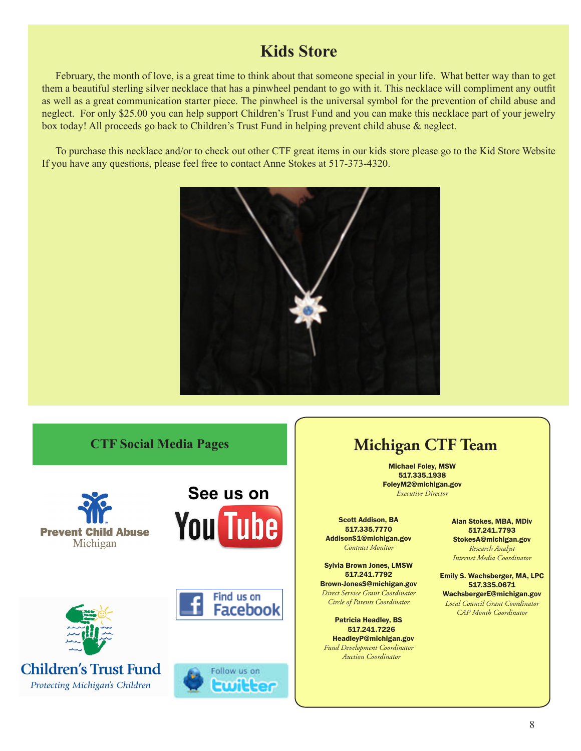# Kids Store

February, the month of love, is a great time to think about that someone special in your life. What better way than to get them a beautiful sterling silver necklace that has a pinwheel pendant to go with it. This necklace will compliment any outfit as well as a great communication starter piece. The pinwheel is the universal symbol for the prevention of child abuse and neglect. For only $25.00 you can help support Children's Trust Fund and you can make this necklace part of your jewelry box today! All proceeds go back to Children's Trust Fund in helping prevent child abuse & neglect.

To purchase this necklace and/or to check out other CTF great items in our kids store please go to the Kid Store Website If you have any questions, please feel free to contact Anne Stokes at 517-373-4320.

## CTF Social Media Pages

Prevent Child Abuse Michigan

See us on YouTube

Find us on Facebook

Children's Trust Fund
*Protecting Michigan's Children*

Follow us on twitter

## Michigan CTF Team

**Michael Foley, MSW**
**517.335.1938**
**FoleyM2@michigan.gov**
*Executive Director*

**Scott Addison, BA**
**517.335.7770**
**AddisonS1@michigan.gov**
*Contract Monitor*

**Sylvia Brown Jones, LMSW**
**517.241.7792**
**Brown-JonesS@michigan.gov**
*Direct Service Grant Coordinator*
*Circle of Parents Coordinator*

**Patricia Headley, BS**
**517.241.7226**
**HeadleyP@michigan.gov**
*Fund Development Coordinator*
*Auction Coordinator*

**Alan Stokes, MBA, MDiv**
**517.241.7793**
**StokesA@michigan.gov**
*Research Analyst*
*Internet Media Coordinator*

**Emily S. Wachsberger, MA, LPC**
**517.335.0671**
**WachsbergerE@michigan.gov**
*Local Council Grant Coordinator*
*CAP Month Coordinator*